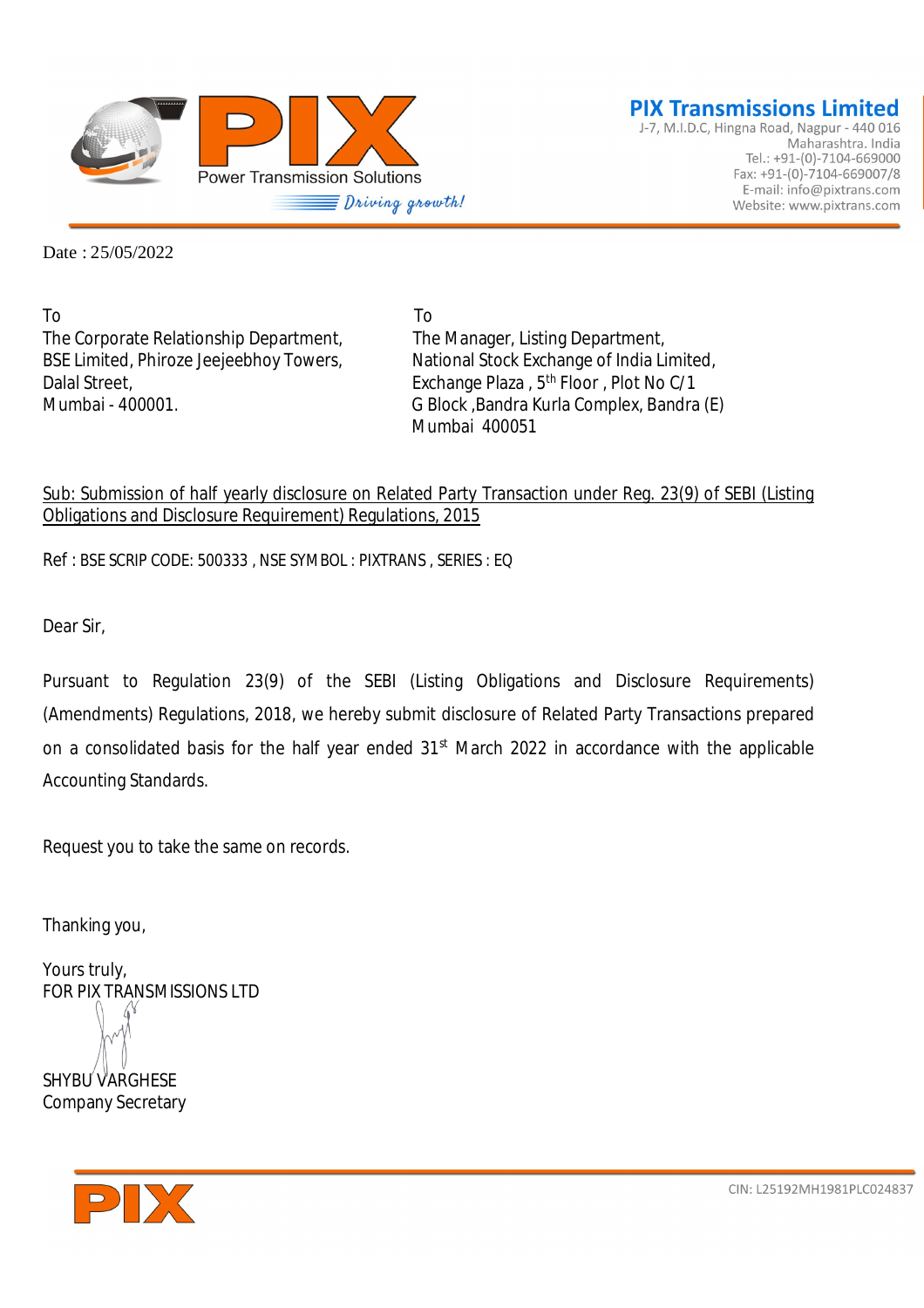**PIX Transmissions Limited**
J-7, M.I.D.C, Hingna Road, Nagpur - 440 016
Maharashtra. India
Tel.: +91-(0)-7104-669000
Fax: +91-(0)-7104-669007/8
E-mail: info@pixtrans.com
Website: www.pixtrans.com

Power Transmission Solutions
*Driving growth!*

Date : 25/05/2022

To
The Corporate Relationship Department,
BSE Limited, Phiroze Jeejeebhoy Towers,
Dalal Street,
Mumbai - 400001.

To
The Manager, Listing Department,
National Stock Exchange of India Limited,
Exchange Plaza , 5th Floor , Plot No C/1
G Block ,Bandra Kurla Complex, Bandra (E)
Mumbai 400051

Sub: Submission of half yearly disclosure on Related Party Transaction under Reg. 23(9) of SEBI (Listing Obligations and Disclosure Requirement) Regulations, 2015

Ref : BSE SCRIP CODE: 500333 , NSE SYMBOL : PIXTRANS , SERIES : EQ

Dear Sir,

Pursuant to Regulation 23(9) of the SEBI (Listing Obligations and Disclosure Requirements) (Amendments) Regulations, 2018, we hereby submit disclosure of Related Party Transactions prepared on a consolidated basis for the half year ended 31st March 2022 in accordance with the applicable Accounting Standards.

Request you to take the same on records.

Thanking you,

Yours truly,
FOR PIX TRANSMISSIONS LTD

SHYBU VARGHESE
Company Secretary

CIN: L25192MH1981PLC024837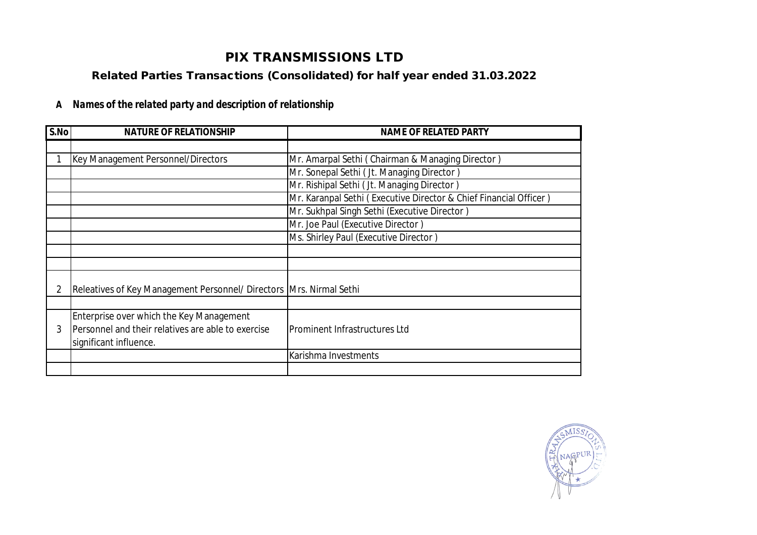# PIX TRANSMISSIONS LTD

## Related Parties Transactions (Consolidated) for half year ended 31.03.2022

### A *Names of the related party and description of relationship*

| S.No | NATURE OF RELATIONSHIP | NAME OF RELATED PARTY |
|---|---|---|
| | | |
| 1 | Key Management Personnel/Directors | Mr. Amarpal Sethi ( Chairman & Managing Director ) |
| | | Mr. Sonepal Sethi ( Jt. Managing Director ) |
| | | Mr. Rishipal Sethi ( Jt. Managing Director ) |
| | | Mr. Karanpal Sethi ( Executive Director & Chief Financial Officer ) |
| | | Mr. Sukhpal Singh Sethi (Executive Director ) |
| | | Mr. Joe Paul (Executive Director ) |
| | | Ms. Shirley Paul (Executive Director ) |
| | | |
| | | |
| 2 | Releatives of Key Management Personnel/ Directors | Mrs. Nirmal Sethi |
| | | |
| 3 | Enterprise over which the Key Management Personnel and their relatives are able to exercise significant influence. | Prominent Infrastructures Ltd |
| | | Karishma Investments |
| | | |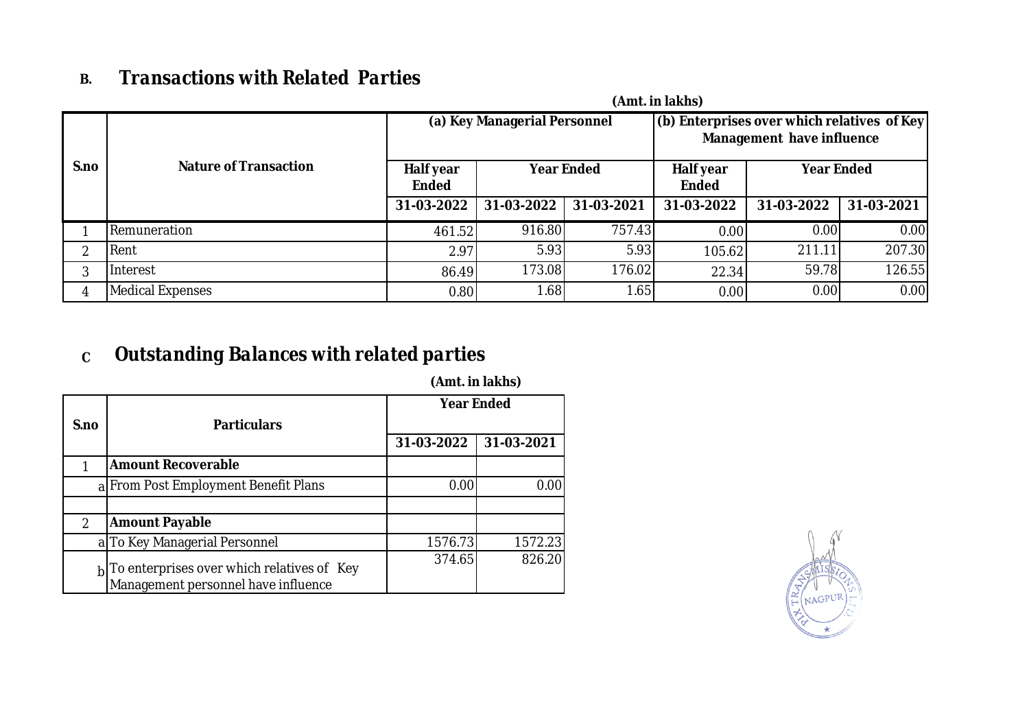## B. *Transactions with Related Parties*

(Amt. in lakhs)

| S.no | Nature of Transaction | (a) Key Managerial Personnel | | | (b) Enterprises over which relatives of Key Management have influence | | |
|---|---|---|---|---|---|---|---|
| | | Half year Ended | Year Ended | | Half year Ended | Year Ended | |
| | | 31-03-2022 | 31-03-2022 | 31-03-2021 | 31-03-2022 | 31-03-2022 | 31-03-2021 |
| 1 | Remuneration | 461.52 | 916.80 | 757.43 | 0.00 | 0.00 | 0.00 |
| 2 | Rent | 2.97 | 5.93 | 5.93 | 105.62 | 211.11 | 207.30 |
| 3 | Interest | 86.49 | 173.08 | 176.02 | 22.34 | 59.78 | 126.55 |
| 4 | Medical Expenses | 0.80 | 1.68 | 1.65 | 0.00 | 0.00 | 0.00 |

## C *Outstanding Balances with related parties*

(Amt. in lakhs)

| S.no | Particulars | Year Ended | |
|---|---|---|---|
| | | 31-03-2022 | 31-03-2021 |
| 1 | **Amount Recoverable** | | |
| a | From Post Employment Benefit Plans | 0.00 | 0.00 |
| | | | |
| 2 | **Amount Payable** | | |
| a | To Key Managerial Personnel | 1576.73 | 1572.23 |
| b | To enterprises over which relatives of Key Management personnel have influence | 374.65 | 826.20 |